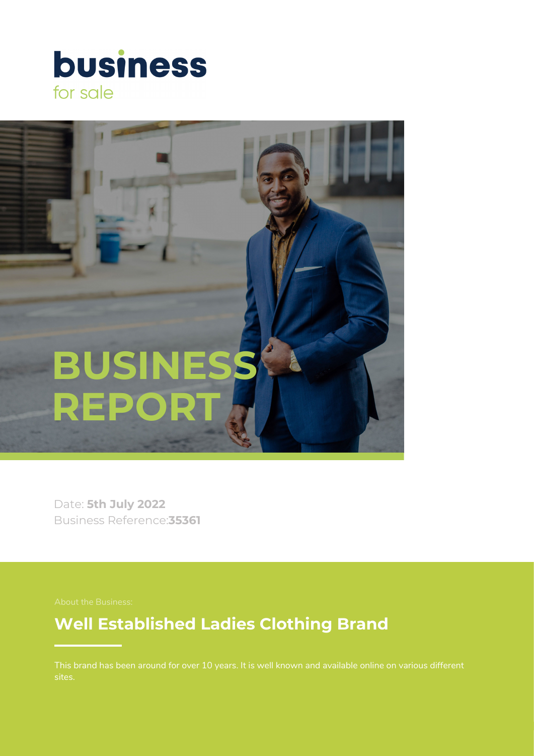**business**
for sale

# BUSINESS REPORT

Date: **5th July 2022**
Business Reference:**35361**

About the Business:

## Well Established Ladies Clothing Brand

This brand has been around for over 10 years. It is well known and available online on various different sites.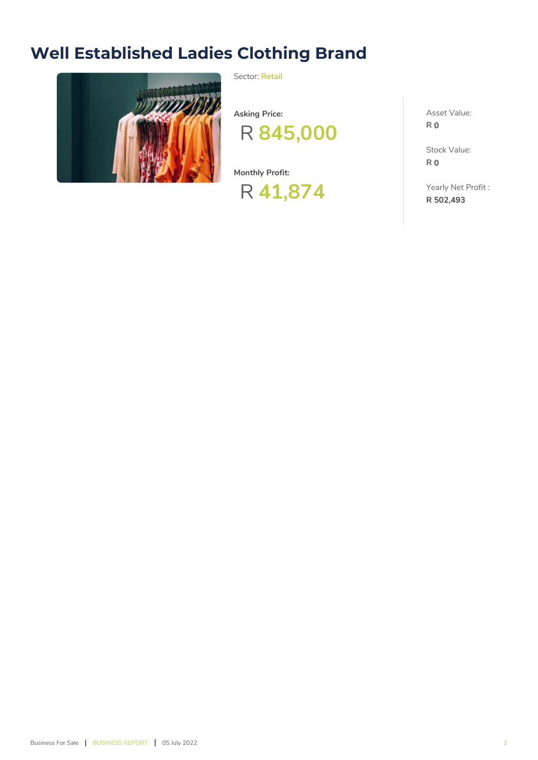# Well Established Ladies Clothing Brand

Sector: **Retail**

**Asking Price:**

R **845,000**

**Monthly Profit:**

R **41,874**

Asset Value:
R **0**

Stock Value:
R **0**

Yearly Net Profit :
**R 502,493**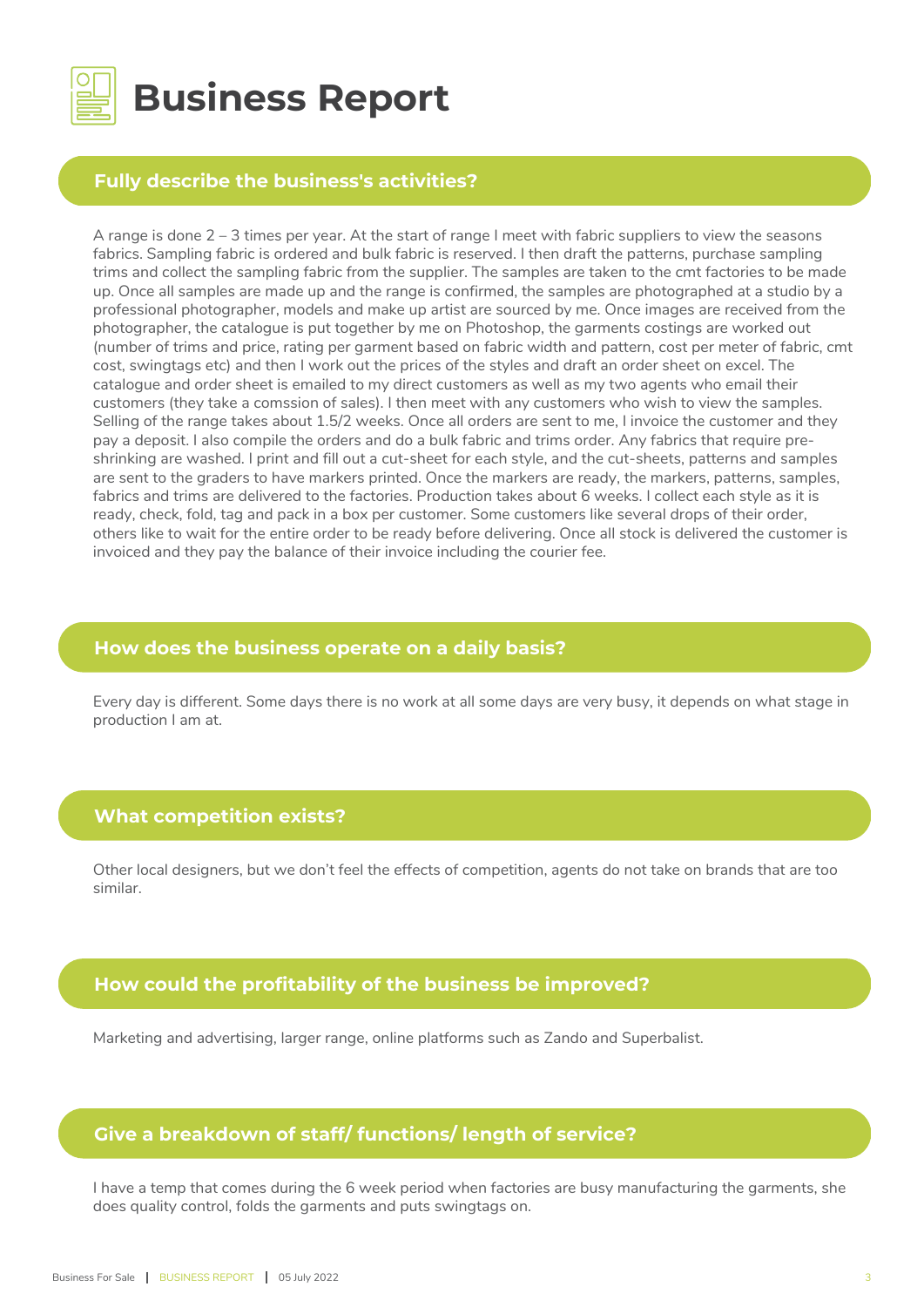# Business Report

## Fully describe the business's activities?

A range is done 2 – 3 times per year. At the start of range I meet with fabric suppliers to view the seasons fabrics. Sampling fabric is ordered and bulk fabric is reserved. I then draft the patterns, purchase sampling trims and collect the sampling fabric from the supplier. The samples are taken to the cmt factories to be made up. Once all samples are made up and the range is confirmed, the samples are photographed at a studio by a professional photographer, models and make up artist are sourced by me. Once images are received from the photographer, the catalogue is put together by me on Photoshop, the garments costings are worked out (number of trims and price, rating per garment based on fabric width and pattern, cost per meter of fabric, cmt cost, swingtags etc) and then I work out the prices of the styles and draft an order sheet on excel. The catalogue and order sheet is emailed to my direct customers as well as my two agents who email their customers (they take a comssion of sales). I then meet with any customers who wish to view the samples. Selling of the range takes about 1.5/2 weeks. Once all orders are sent to me, I invoice the customer and they pay a deposit. I also compile the orders and do a bulk fabric and trims order. Any fabrics that require pre-shrinking are washed. I print and fill out a cut-sheet for each style, and the cut-sheets, patterns and samples are sent to the graders to have markers printed. Once the markers are ready, the markers, patterns, samples, fabrics and trims are delivered to the factories. Production takes about 6 weeks. I collect each style as it is ready, check, fold, tag and pack in a box per customer. Some customers like several drops of their order, others like to wait for the entire order to be ready before delivering. Once all stock is delivered the customer is invoiced and they pay the balance of their invoice including the courier fee.

## How does the business operate on a daily basis?

Every day is different. Some days there is no work at all some days are very busy, it depends on what stage in production I am at.

## What competition exists?

Other local designers, but we don't feel the effects of competition, agents do not take on brands that are too similar.

## How could the profitability of the business be improved?

Marketing and advertising, larger range, online platforms such as Zando and Superbalist.

## Give a breakdown of staff/ functions/ length of service?

I have a temp that comes during the 6 week period when factories are busy manufacturing the garments, she does quality control, folds the garments and puts swingtags on.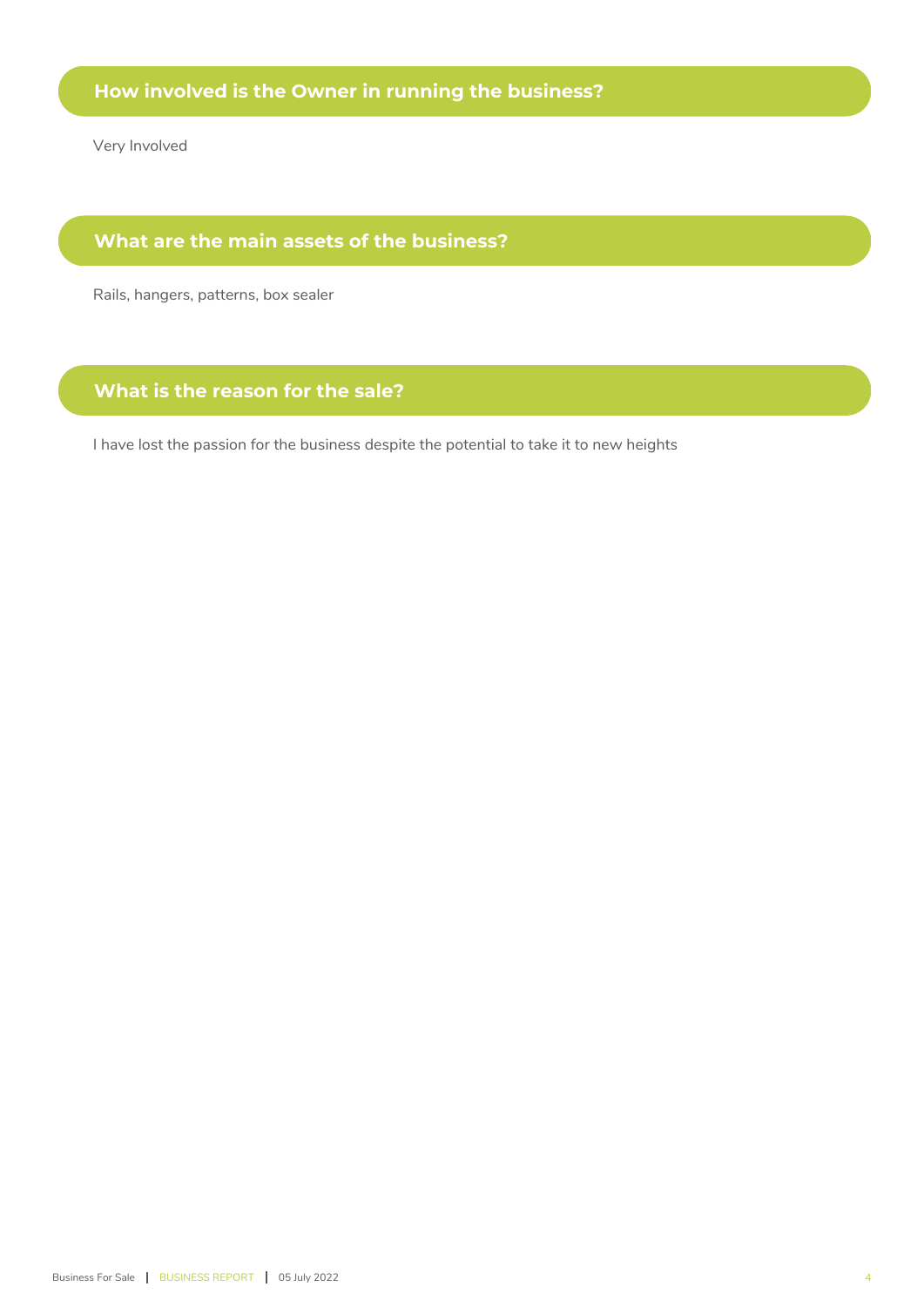## How involved is the Owner in running the business?

Very Involved

## What are the main assets of the business?

Rails, hangers, patterns, box sealer

## What is the reason for the sale?

I have lost the passion for the business despite the potential to take it to new heights